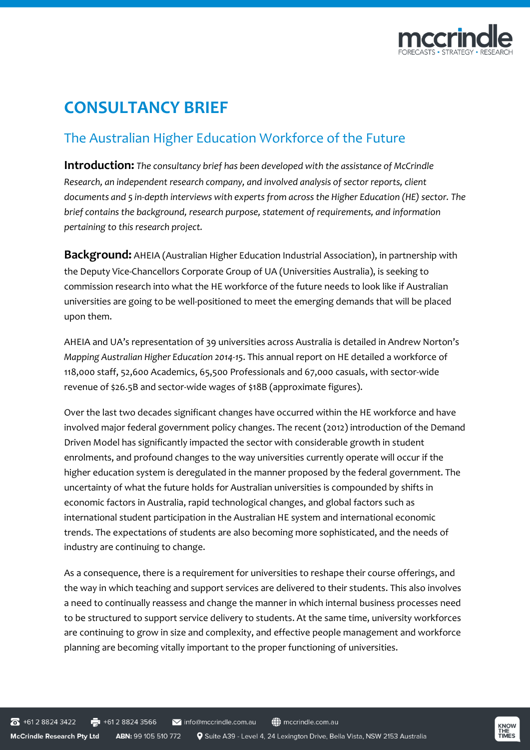# CONSULTANCY BRIEF

## The Australian Higher Education Workforce of the Future

**Introduction:** *The consultancy brief has been developed with the assistance of McCrindle Research, an independent research company, and involved analysis of sector reports, client documents and 5 in-depth interviews with experts from across the Higher Education (HE) sector. The brief contains the background, research purpose, statement of requirements, and information pertaining to this research project.*

**Background:** AHEIA (Australian Higher Education Industrial Association), in partnership with the Deputy Vice-Chancellors Corporate Group of UA (Universities Australia), is seeking to commission research into what the HE workforce of the future needs to look like if Australian universities are going to be well-positioned to meet the emerging demands that will be placed upon them.

AHEIA and UA's representation of 39 universities across Australia is detailed in Andrew Norton's *Mapping Australian Higher Education 2014-15*. This annual report on HE detailed a workforce of 118,000 staff, 52,600 Academics, 65,500 Professionals and 67,000 casuals, with sector-wide revenue of $26.5B and sector-wide wages of $18B (approximate figures).

Over the last two decades significant changes have occurred within the HE workforce and have involved major federal government policy changes. The recent (2012) introduction of the Demand Driven Model has significantly impacted the sector with considerable growth in student enrolments, and profound changes to the way universities currently operate will occur if the higher education system is deregulated in the manner proposed by the federal government. The uncertainty of what the future holds for Australian universities is compounded by shifts in economic factors in Australia, rapid technological changes, and global factors such as international student participation in the Australian HE system and international economic trends. The expectations of students are also becoming more sophisticated, and the needs of industry are continuing to change.

As a consequence, there is a requirement for universities to reshape their course offerings, and the way in which teaching and support services are delivered to their students. This also involves a need to continually reassess and change the manner in which internal business processes need to be structured to support service delivery to students. At the same time, university workforces are continuing to grow in size and complexity, and effective people management and workforce planning are becoming vitally important to the proper functioning of universities.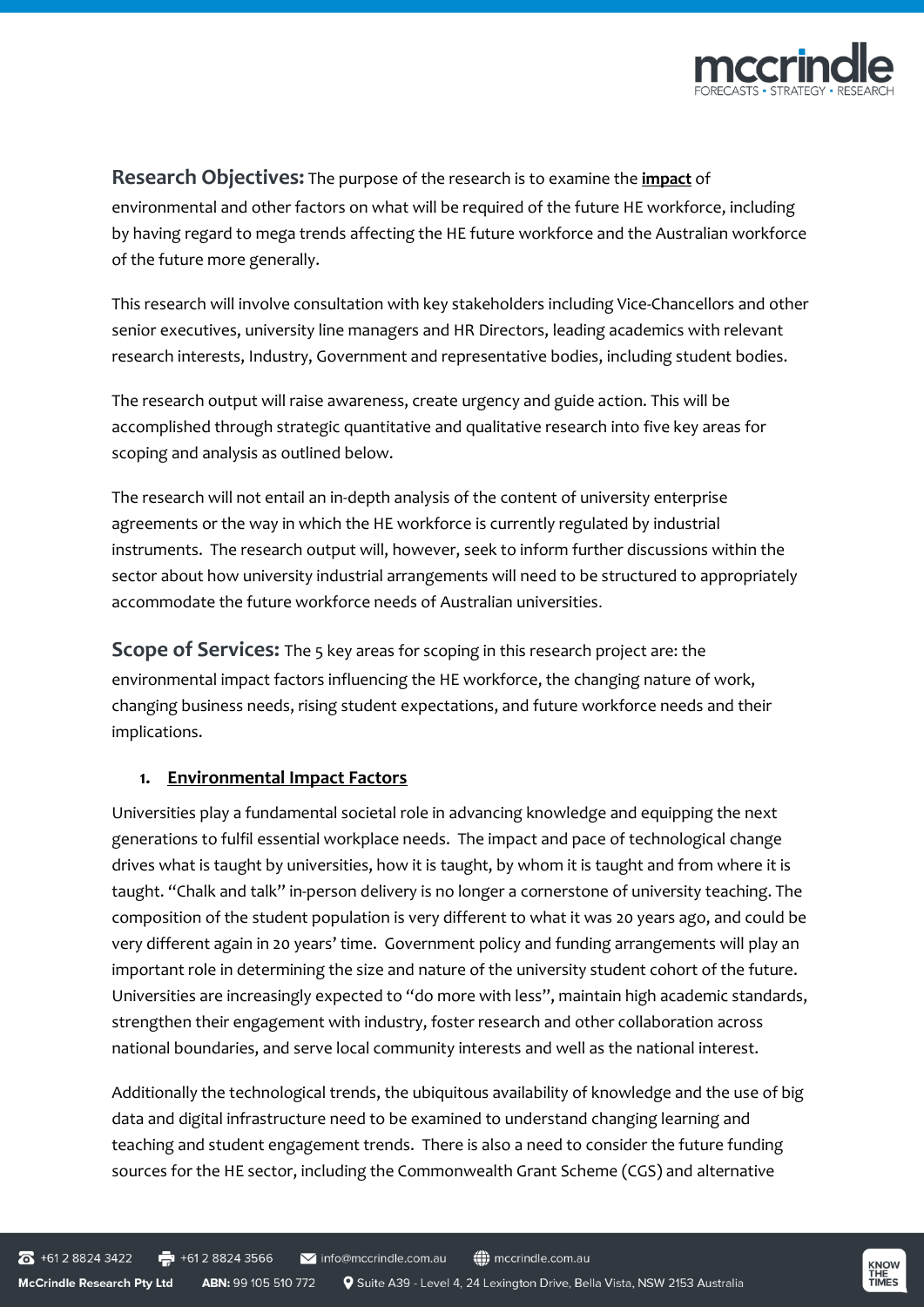**Research Objectives:** The purpose of the research is to examine the **impact** of environmental and other factors on what will be required of the future HE workforce, including by having regard to mega trends affecting the HE future workforce and the Australian workforce of the future more generally.

This research will involve consultation with key stakeholders including Vice-Chancellors and other senior executives, university line managers and HR Directors, leading academics with relevant research interests, Industry, Government and representative bodies, including student bodies.

The research output will raise awareness, create urgency and guide action. This will be accomplished through strategic quantitative and qualitative research into five key areas for scoping and analysis as outlined below.

The research will not entail an in-depth analysis of the content of university enterprise agreements or the way in which the HE workforce is currently regulated by industrial instruments. The research output will, however, seek to inform further discussions within the sector about how university industrial arrangements will need to be structured to appropriately accommodate the future workforce needs of Australian universities.

**Scope of Services:** The 5 key areas for scoping in this research project are: the environmental impact factors influencing the HE workforce, the changing nature of work, changing business needs, rising student expectations, and future workforce needs and their implications.

1. **Environmental Impact Factors**

Universities play a fundamental societal role in advancing knowledge and equipping the next generations to fulfil essential workplace needs. The impact and pace of technological change drives what is taught by universities, how it is taught, by whom it is taught and from where it is taught. "Chalk and talk" in-person delivery is no longer a cornerstone of university teaching. The composition of the student population is very different to what it was 20 years ago, and could be very different again in 20 years' time. Government policy and funding arrangements will play an important role in determining the size and nature of the university student cohort of the future. Universities are increasingly expected to "do more with less", maintain high academic standards, strengthen their engagement with industry, foster research and other collaboration across national boundaries, and serve local community interests and well as the national interest.

Additionally the technological trends, the ubiquitous availability of knowledge and the use of big data and digital infrastructure need to be examined to understand changing learning and teaching and student engagement trends. There is also a need to consider the future funding sources for the HE sector, including the Commonwealth Grant Scheme (CGS) and alternative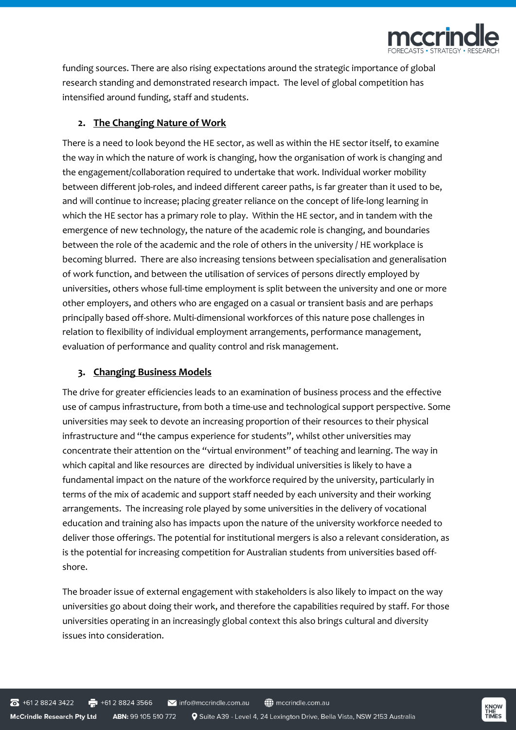funding sources. There are also rising expectations around the strategic importance of global research standing and demonstrated research impact. The level of global competition has intensified around funding, staff and students.

2. **The Changing Nature of Work**

There is a need to look beyond the HE sector, as well as within the HE sector itself, to examine the way in which the nature of work is changing, how the organisation of work is changing and the engagement/collaboration required to undertake that work. Individual worker mobility between different job-roles, and indeed different career paths, is far greater than it used to be, and will continue to increase; placing greater reliance on the concept of life-long learning in which the HE sector has a primary role to play. Within the HE sector, and in tandem with the emergence of new technology, the nature of the academic role is changing, and boundaries between the role of the academic and the role of others in the university / HE workplace is becoming blurred. There are also increasing tensions between specialisation and generalisation of work function, and between the utilisation of services of persons directly employed by universities, others whose full-time employment is split between the university and one or more other employers, and others who are engaged on a casual or transient basis and are perhaps principally based off-shore. Multi-dimensional workforces of this nature pose challenges in relation to flexibility of individual employment arrangements, performance management, evaluation of performance and quality control and risk management.

3. **Changing Business Models**

The drive for greater efficiencies leads to an examination of business process and the effective use of campus infrastructure, from both a time-use and technological support perspective. Some universities may seek to devote an increasing proportion of their resources to their physical infrastructure and "the campus experience for students", whilst other universities may concentrate their attention on the "virtual environment" of teaching and learning. The way in which capital and like resources are directed by individual universities is likely to have a fundamental impact on the nature of the workforce required by the university, particularly in terms of the mix of academic and support staff needed by each university and their working arrangements. The increasing role played by some universities in the delivery of vocational education and training also has impacts upon the nature of the university workforce needed to deliver those offerings. The potential for institutional mergers is also a relevant consideration, as is the potential for increasing competition for Australian students from universities based off-shore.

The broader issue of external engagement with stakeholders is also likely to impact on the way universities go about doing their work, and therefore the capabilities required by staff. For those universities operating in an increasingly global context this also brings cultural and diversity issues into consideration.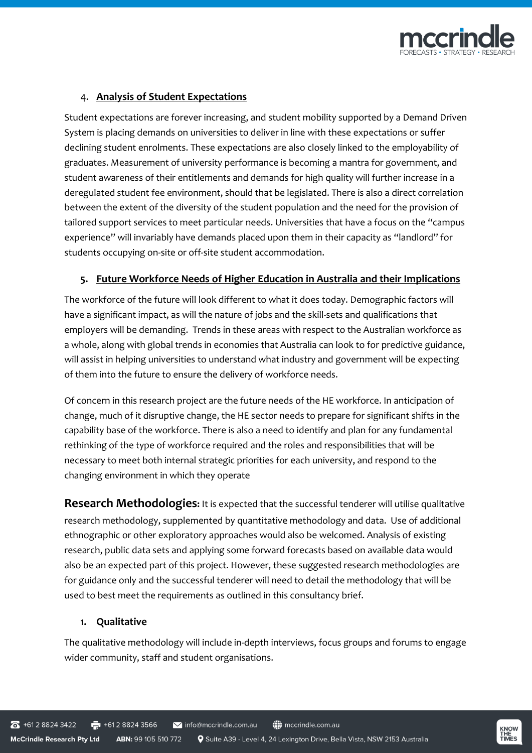4. **Analysis of Student Expectations**

Student expectations are forever increasing, and student mobility supported by a Demand Driven System is placing demands on universities to deliver in line with these expectations or suffer declining student enrolments. These expectations are also closely linked to the employability of graduates. Measurement of university performance is becoming a mantra for government, and student awareness of their entitlements and demands for high quality will further increase in a deregulated student fee environment, should that be legislated. There is also a direct correlation between the extent of the diversity of the student population and the need for the provision of tailored support services to meet particular needs. Universities that have a focus on the "campus experience" will invariably have demands placed upon them in their capacity as "landlord" for students occupying on-site or off-site student accommodation.

5. **Future Workforce Needs of Higher Education in Australia and their Implications**

The workforce of the future will look different to what it does today. Demographic factors will have a significant impact, as will the nature of jobs and the skill-sets and qualifications that employers will be demanding. Trends in these areas with respect to the Australian workforce as a whole, along with global trends in economies that Australia can look to for predictive guidance, will assist in helping universities to understand what industry and government will be expecting of them into the future to ensure the delivery of workforce needs.

Of concern in this research project are the future needs of the HE workforce. In anticipation of change, much of it disruptive change, the HE sector needs to prepare for significant shifts in the capability base of the workforce. There is also a need to identify and plan for any fundamental rethinking of the type of workforce required and the roles and responsibilities that will be necessary to meet both internal strategic priorities for each university, and respond to the changing environment in which they operate

**Research Methodologies:** It is expected that the successful tenderer will utilise qualitative research methodology, supplemented by quantitative methodology and data. Use of additional ethnographic or other exploratory approaches would also be welcomed. Analysis of existing research, public data sets and applying some forward forecasts based on available data would also be an expected part of this project. However, these suggested research methodologies are for guidance only and the successful tenderer will need to detail the methodology that will be used to best meet the requirements as outlined in this consultancy brief.

1. **Qualitative**

The qualitative methodology will include in-depth interviews, focus groups and forums to engage wider community, staff and student organisations.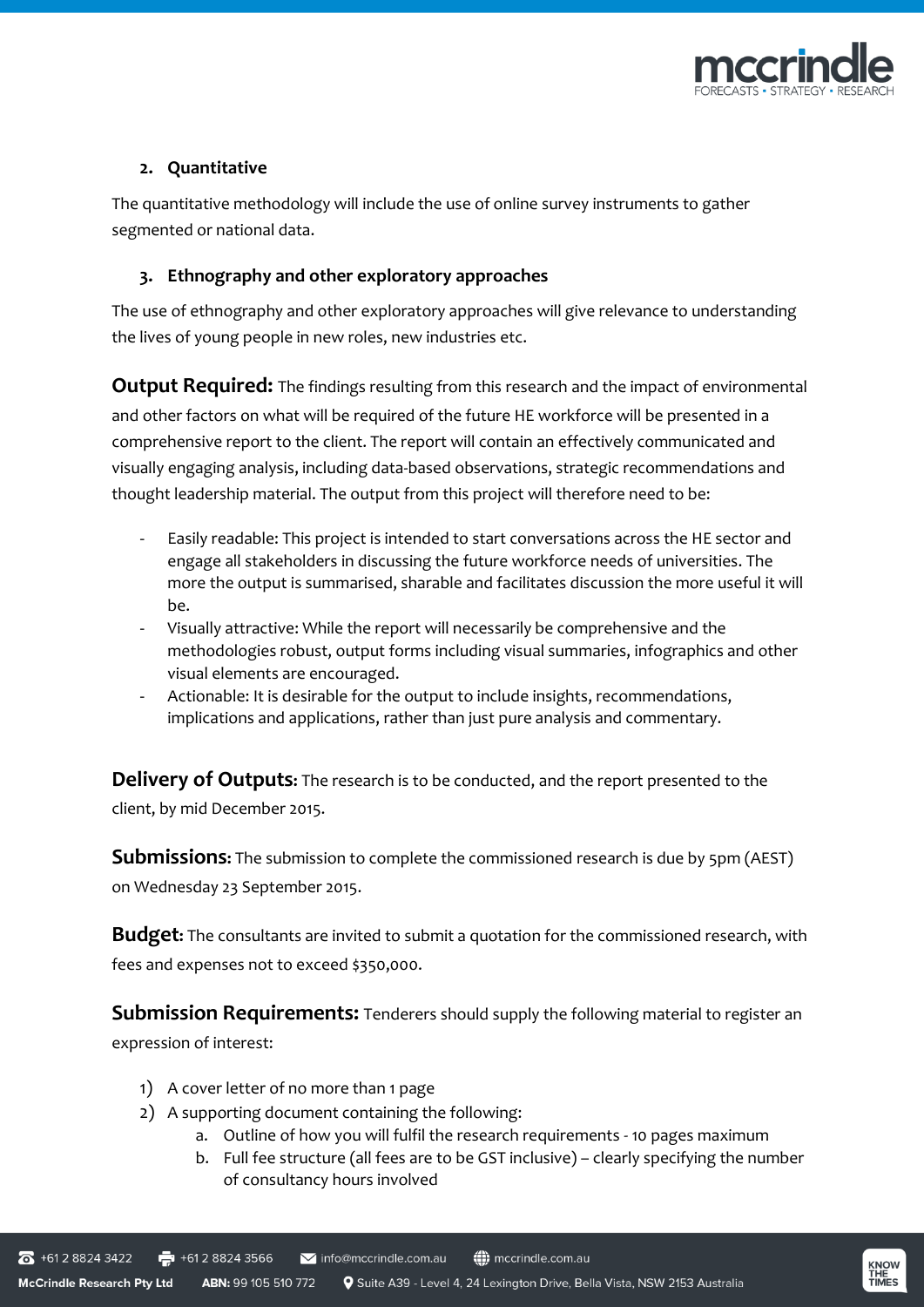### 2. Quantitative

The quantitative methodology will include the use of online survey instruments to gather segmented or national data.

### 3. Ethnography and other exploratory approaches

The use of ethnography and other exploratory approaches will give relevance to understanding the lives of young people in new roles, new industries etc.

**Output Required:** The findings resulting from this research and the impact of environmental and other factors on what will be required of the future HE workforce will be presented in a comprehensive report to the client. The report will contain an effectively communicated and visually engaging analysis, including data-based observations, strategic recommendations and thought leadership material. The output from this project will therefore need to be:

- Easily readable: This project is intended to start conversations across the HE sector and engage all stakeholders in discussing the future workforce needs of universities. The more the output is summarised, sharable and facilitates discussion the more useful it will be.
- Visually attractive: While the report will necessarily be comprehensive and the methodologies robust, output forms including visual summaries, infographics and other visual elements are encouraged.
- Actionable: It is desirable for the output to include insights, recommendations, implications and applications, rather than just pure analysis and commentary.

**Delivery of Outputs:** The research is to be conducted, and the report presented to the client, by mid December 2015.

**Submissions:** The submission to complete the commissioned research is due by 5pm (AEST) on Wednesday 23 September 2015.

**Budget:** The consultants are invited to submit a quotation for the commissioned research, with fees and expenses not to exceed $350,000.

**Submission Requirements:** Tenderers should supply the following material to register an expression of interest:

1) A cover letter of no more than 1 page
2) A supporting document containing the following:
   a. Outline of how you will fulfil the research requirements - 10 pages maximum
   b. Full fee structure (all fees are to be GST inclusive) – clearly specifying the number of consultancy hours involved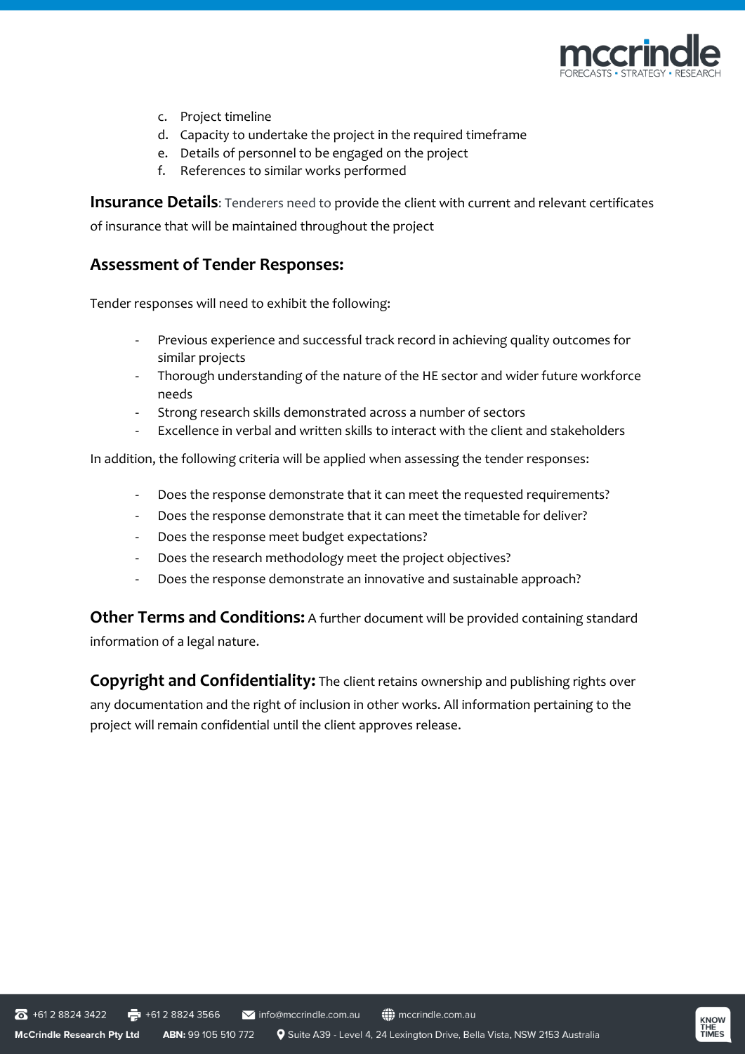c. Project timeline
d. Capacity to undertake the project in the required timeframe
e. Details of personnel to be engaged on the project
f. References to similar works performed

**Insurance Details**: Tenderers need to provide the client with current and relevant certificates of insurance that will be maintained throughout the project

## Assessment of Tender Responses:

Tender responses will need to exhibit the following:

- Previous experience and successful track record in achieving quality outcomes for similar projects
- Thorough understanding of the nature of the HE sector and wider future workforce needs
- Strong research skills demonstrated across a number of sectors
- Excellence in verbal and written skills to interact with the client and stakeholders

In addition, the following criteria will be applied when assessing the tender responses:

- Does the response demonstrate that it can meet the requested requirements?
- Does the response demonstrate that it can meet the timetable for deliver?
- Does the response meet budget expectations?
- Does the research methodology meet the project objectives?
- Does the response demonstrate an innovative and sustainable approach?

**Other Terms and Conditions:** A further document will be provided containing standard information of a legal nature.

**Copyright and Confidentiality:** The client retains ownership and publishing rights over any documentation and the right of inclusion in other works. All information pertaining to the project will remain confidential until the client approves release.